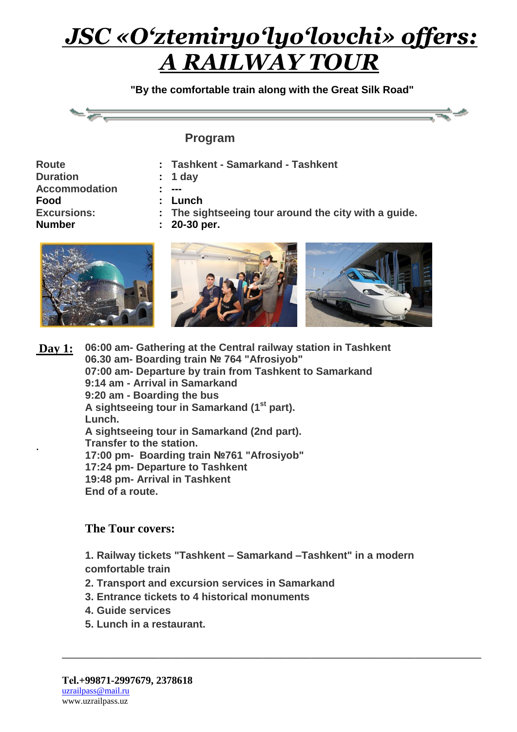# *JSC «O'ztemiryo'lyo'lovchi» offers: A RAILWAY TOUR*

**"By the comfortable train along with the Great Silk Road"**

## Program

| | | |
|---|---|---|
| **Route** | : | **Tashkent - Samarkand - Tashkent** |
| **Duration** | : | **1 day** |
| **Accommodation** | : | **---** |
| **Food** | : | **Lunch** |
| **Excursions:** | : | **The sightseeing tour around the city with a guide.** |
| **Number** | : | **20-30 per.** |

**Day 1:**

**06:00 am- Gathering at the Central railway station in Tashkent**
**06.30 am- Boarding train № 764 "Afrosiyob"**
**07:00 am- Departure by train from Tashkent to Samarkand**
**9:14 am - Arrival in Samarkand**
**9:20 am - Boarding the bus**
**A sightseeing tour in Samarkand (1st part).**
**Lunch.**
**A sightseeing tour in Samarkand (2nd part).**
**Transfer to the station.**
**17:00 pm- Boarding train №761 "Afrosiyob"**
**17:24 pm- Departure to Tashkent**
**19:48 pm- Arrival in Tashkent**
**End of a route.**

### The Tour covers:

1. **Railway tickets "Tashkent – Samarkand –Tashkent" in a modern comfortable train**
2. **Transport and excursion services in Samarkand**
3. **Entrance tickets to 4 historical monuments**
4. **Guide services**
5. **Lunch in a restaurant.**

---

**Tel.+99871-2997679, 2378618**
uzrailpass@mail.ru
www.uzrailpass.uz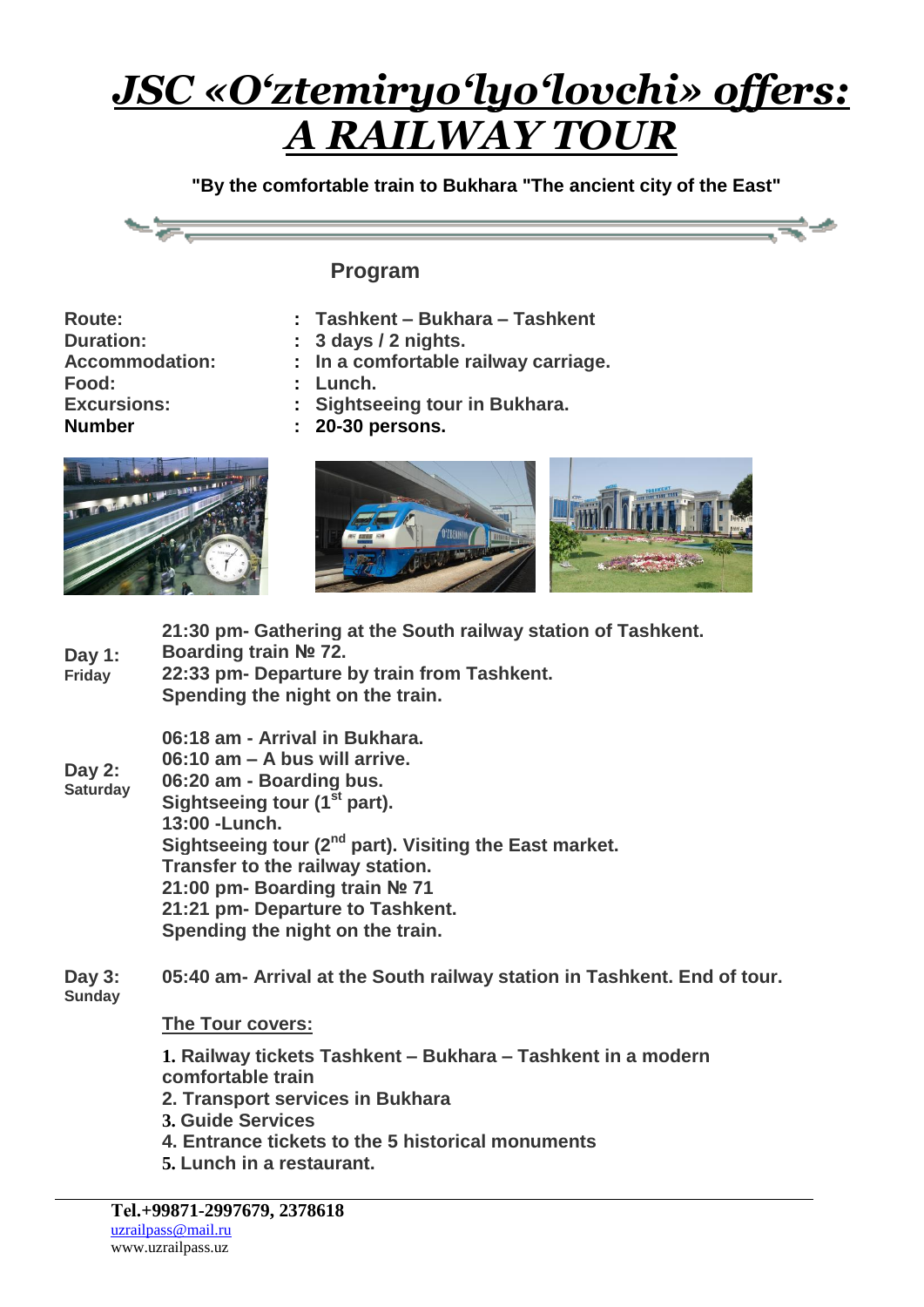# *JSC «O'ztemiryo'lyo'lovchi» offers: A RAILWAY TOUR*

**"By the comfortable train to Bukhara "The ancient city of the East"**

## Program

| | |
|---|---|
| **Route:** | **Tashkent – Bukhara – Tashkent** |
| **Duration:** | **3 days / 2 nights.** |
| **Accommodation:** | **In a comfortable railway carriage.** |
| **Food:** | **Lunch.** |
| **Excursions:** | **Sightseeing tour in Bukhara.** |
| **Number** | **20-30 persons.** |

**Day 1:**
**Friday**

**21:30 pm- Gathering at the South railway station of Tashkent.**
**Boarding train № 72.**
**22:33 pm- Departure by train from Tashkent.**
**Spending the night on the train.**

**Day 2:**
**Saturday**

**06:18 am - Arrival in Bukhara.**
**06:10 am – A bus will arrive.**
**06:20 am - Boarding bus.**
**Sightseeing tour (1st part).**
**13:00 -Lunch.**
**Sightseeing tour (2nd part). Visiting the East market.**
**Transfer to the railway station.**
**21:00 pm- Boarding train № 71**
**21:21 pm- Departure to Tashkent.**
**Spending the night on the train.**

**Day 3:**
**Sunday**

**05:40 am- Arrival at the South railway station in Tashkent. End of tour.**

**The Tour covers:**

1. **Railway tickets Tashkent – Bukhara – Tashkent in a modern comfortable train**
2. **Transport services in Bukhara**
3. **Guide Services**
4. **Entrance tickets to the 5 historical monuments**
5. **Lunch in a restaurant.**

**Tel.+99871-2997679, 2378618**
uzrailpass@mail.ru
www.uzrailpass.uz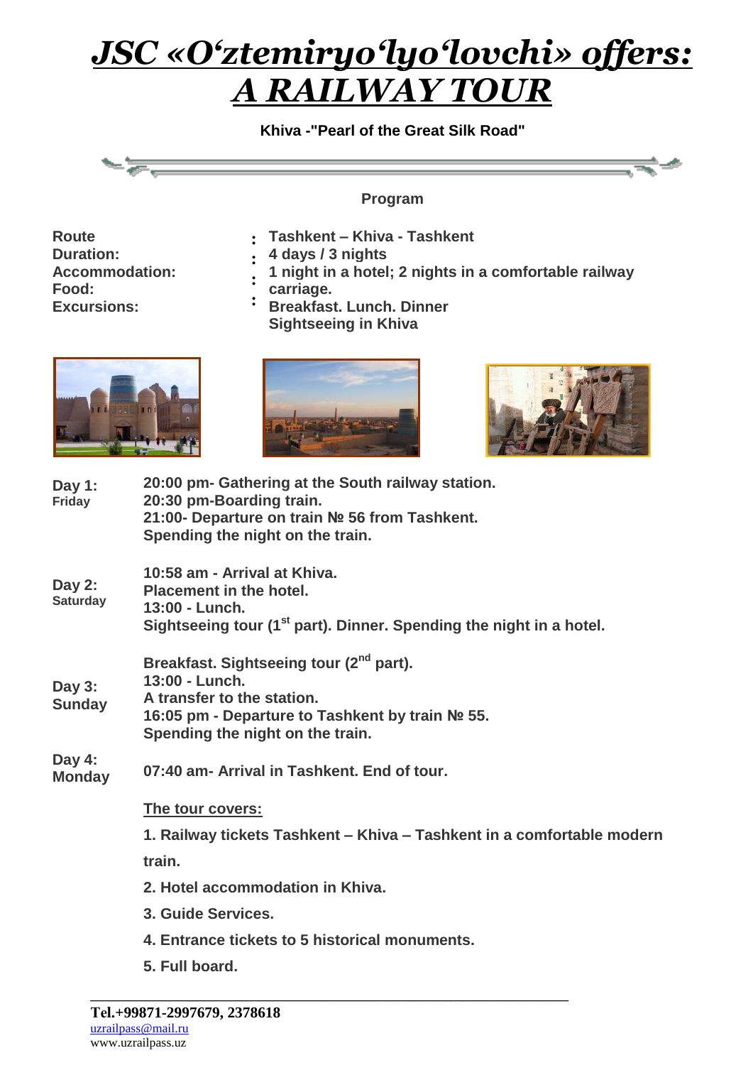// Title
# *JSC «O'ztemiryo'lyo'lovchi» offers: A RAILWAY TOUR*

**Khiva -"Pearl of the Great Silk Road"**

**Program**

| | | |
|---|---|---|
| **Route** | : | **Tashkent – Khiva - Tashkent** |
| **Duration:** | : | **4 days / 3 nights** |
| **Accommodation:** | : | **1 night in a hotel; 2 nights in a comfortable railway carriage.** |
| **Food:** | : | **Breakfast. Lunch. Dinner** |
| **Excursions:** | : | **Sightseeing in Khiva** |

**Day 1: Friday**

**20:00 pm- Gathering at the South railway station.**
**20:30 pm-Boarding train.**
**21:00- Departure on train № 56 from Tashkent.**
**Spending the night on the train.**

**Day 2: Saturday**

**10:58 am - Arrival at Khiva.**
**Placement in the hotel.**
**13:00 - Lunch.**
**Sightseeing tour (1st part). Dinner. Spending the night in a hotel.**

**Day 3: Sunday**

**Breakfast. Sightseeing tour (2nd part).**
**13:00 - Lunch.**
**A transfer to the station.**
**16:05 pm - Departure to Tashkent by train № 55.**
**Spending the night on the train.**

**Day 4: Monday**

**07:40 am- Arrival in Tashkent. End of tour.**

**The tour covers:**

1. **Railway tickets Tashkent – Khiva – Tashkent in a comfortable modern train.**
2. **Hotel accommodation in Khiva.**
3. **Guide Services.**
4. **Entrance tickets to 5 historical monuments.**
5. **Full board.**

---

**Tel.+99871-2997679, 2378618**
uzrailpass@mail.ru
www.uzrailpass.uz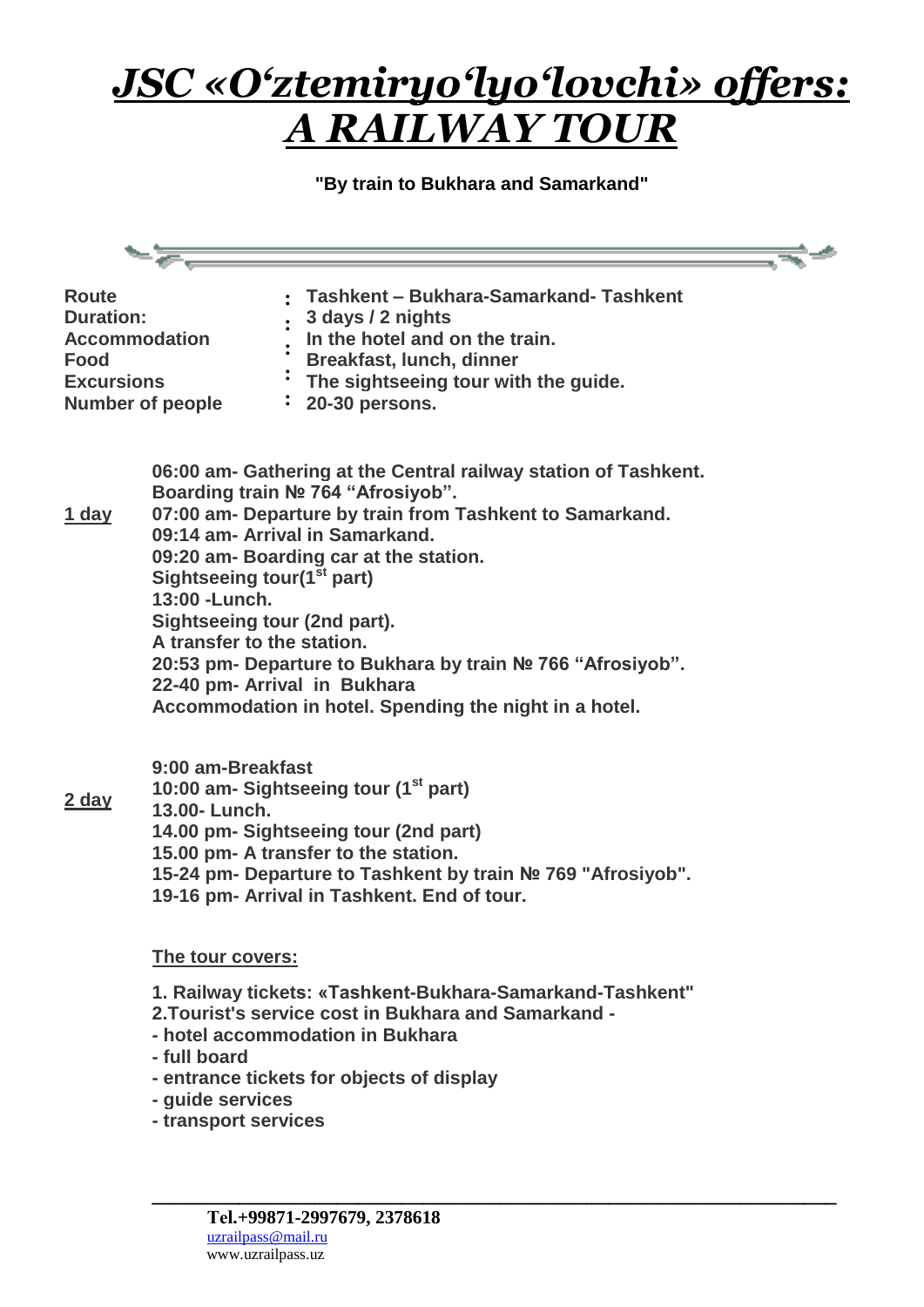# *JSC «O'ztemiryo'lyo'lovchi» offers:*
# *A RAILWAY TOUR*

**"By train to Bukhara and Samarkand"**

| | | |
|---|---|---|
| **Route** | **:** | **Tashkent – Bukhara-Samarkand- Tashkent** |
| **Duration:** | **:** | **3 days / 2 nights** |
| **Accommodation** | **:** | **In the hotel and on the train.** |
| **Food** | **:** | **Breakfast, lunch, dinner** |
| **Excursions** | **:** | **The sightseeing tour with the guide.** |
| **Number of people** | **:** | **20-30 persons.** |

**1 day**

**06:00 am- Gathering at the Central railway station of Tashkent.**
**Boarding train № 764 "Afrosiyob".**
**07:00 am- Departure by train from Tashkent to Samarkand.**
**09:14 am- Arrival in Samarkand.**
**09:20 am- Boarding car at the station.**
**Sightseeing tour(1st part)**
**13:00 -Lunch.**
**Sightseeing tour (2nd part).**
**A transfer to the station.**
**20:53 pm- Departure to Bukhara by train № 766 "Afrosiyob".**
**22-40 pm- Arrival in Bukhara**
**Accommodation in hotel. Spending the night in a hotel.**

**2 day**

**9:00 am-Breakfast**
**10:00 am- Sightseeing tour (1st part)**
**13.00- Lunch.**
**14.00 pm- Sightseeing tour (2nd part)**
**15.00 pm- A transfer to the station.**
**15-24 pm- Departure to Tashkent by train № 769 "Afrosiyob".**
**19-16 pm- Arrival in Tashkent. End of tour.**

**The tour covers:**

**1. Railway tickets: «Tashkent-Bukhara-Samarkand-Tashkent"**
**2.Tourist's service cost in Bukhara and Samarkand -**
**- hotel accommodation in Bukhara**
**- full board**
**- entrance tickets for objects of display**
**- guide services**
**- transport services**

---

**Tel.+99871-2997679, 2378618**
uzrailpass@mail.ru
www.uzrailpass.uz